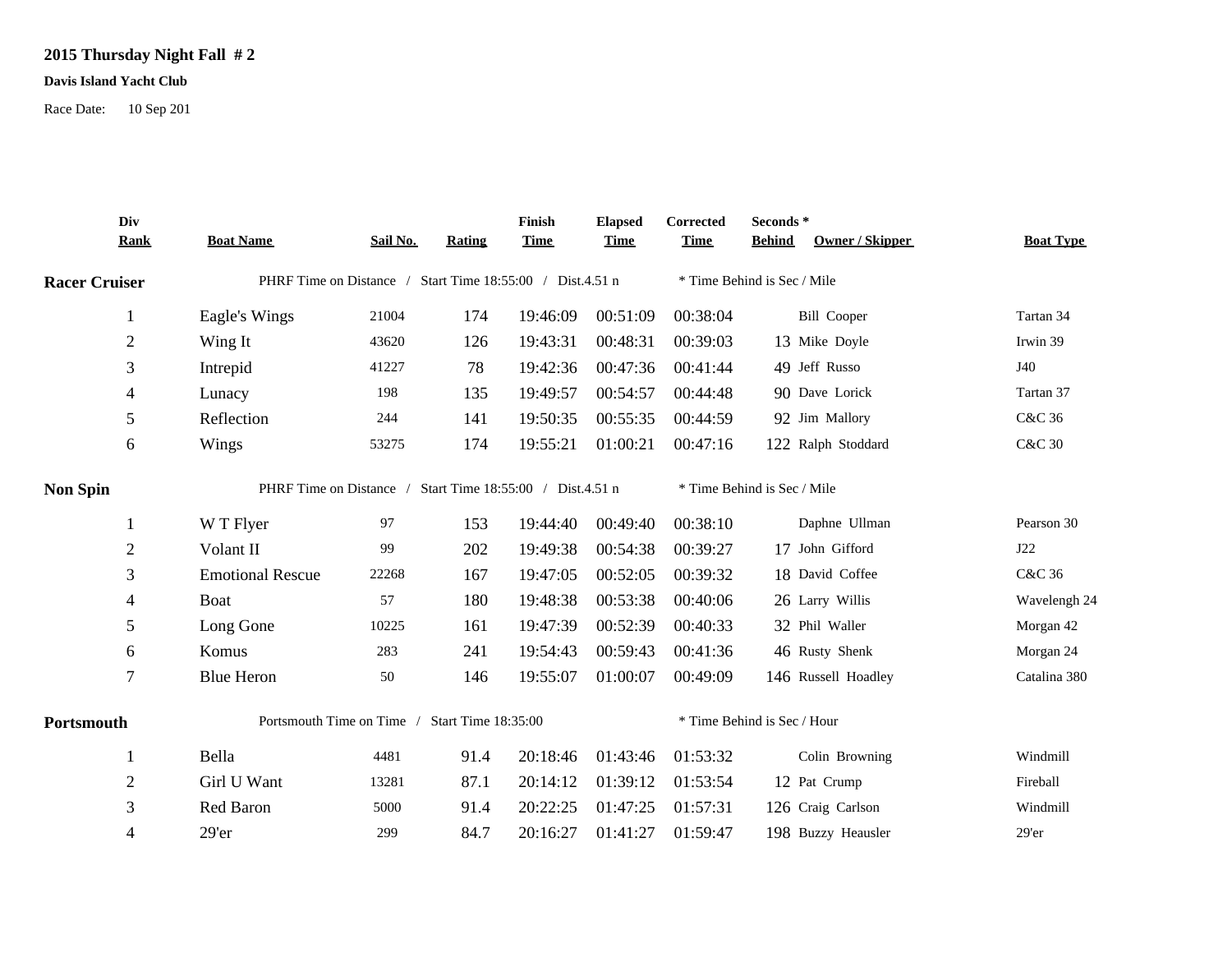# 2015 Thursday Night Fall # 2

**Davis Island Yacht Club**

Race Date: 10 Sep 201

| Div Rank | Boat Name | Sail No. | Rating | Finish Time | Elapsed Time | Corrected Time | Seconds * Behind | Owner / Skipper | Boat Type |
|---|---|---|---|---|---|---|---|---|---|
| **Racer Cruiser** | PHRF Time on Distance / Start Time 18:55:00 / Dist.4.51 n | | | | | * Time Behind is Sec / Mile | | | |
| 1 | Eagle's Wings | 21004 | 174 | 19:46:09 | 00:51:09 | 00:38:04 | | Bill Cooper | Tartan 34 |
| 2 | Wing It | 43620 | 126 | 19:43:31 | 00:48:31 | 00:39:03 | 13 | Mike Doyle | Irwin 39 |
| 3 | Intrepid | 41227 | 78 | 19:42:36 | 00:47:36 | 00:41:44 | 49 | Jeff Russo | J40 |
| 4 | Lunacy | 198 | 135 | 19:49:57 | 00:54:57 | 00:44:48 | 90 | Dave Lorick | Tartan 37 |
| 5 | Reflection | 244 | 141 | 19:50:35 | 00:55:35 | 00:44:59 | 92 | Jim Mallory | C&C 36 |
| 6 | Wings | 53275 | 174 | 19:55:21 | 01:00:21 | 00:47:16 | 122 | Ralph Stoddard | C&C 30 |
| **Non Spin** | PHRF Time on Distance / Start Time 18:55:00 / Dist.4.51 n | | | | | * Time Behind is Sec / Mile | | | |
| 1 | W T Flyer | 97 | 153 | 19:44:40 | 00:49:40 | 00:38:10 | | Daphne Ullman | Pearson 30 |
| 2 | Volant II | 99 | 202 | 19:49:38 | 00:54:38 | 00:39:27 | 17 | John Gifford | J22 |
| 3 | Emotional Rescue | 22268 | 167 | 19:47:05 | 00:52:05 | 00:39:32 | 18 | David Coffee | C&C 36 |
| 4 | Boat | 57 | 180 | 19:48:38 | 00:53:38 | 00:40:06 | 26 | Larry Willis | Wavelengh 24 |
| 5 | Long Gone | 10225 | 161 | 19:47:39 | 00:52:39 | 00:40:33 | 32 | Phil Waller | Morgan 42 |
| 6 | Komus | 283 | 241 | 19:54:43 | 00:59:43 | 00:41:36 | 46 | Rusty Shenk | Morgan 24 |
| 7 | Blue Heron | 50 | 146 | 19:55:07 | 01:00:07 | 00:49:09 | 146 | Russell Hoadley | Catalina 380 |
| **Portsmouth** | Portsmouth Time on Time / Start Time 18:35:00 | | | | | * Time Behind is Sec / Hour | | | |
| 1 | Bella | 4481 | 91.4 | 20:18:46 | 01:43:46 | 01:53:32 | | Colin Browning | Windmill |
| 2 | Girl U Want | 13281 | 87.1 | 20:14:12 | 01:39:12 | 01:53:54 | 12 | Pat Crump | Fireball |
| 3 | Red Baron | 5000 | 91.4 | 20:22:25 | 01:47:25 | 01:57:31 | 126 | Craig Carlson | Windmill |
| 4 | 29'er | 299 | 84.7 | 20:16:27 | 01:41:27 | 01:59:47 | 198 | Buzzy Heausler | 29'er |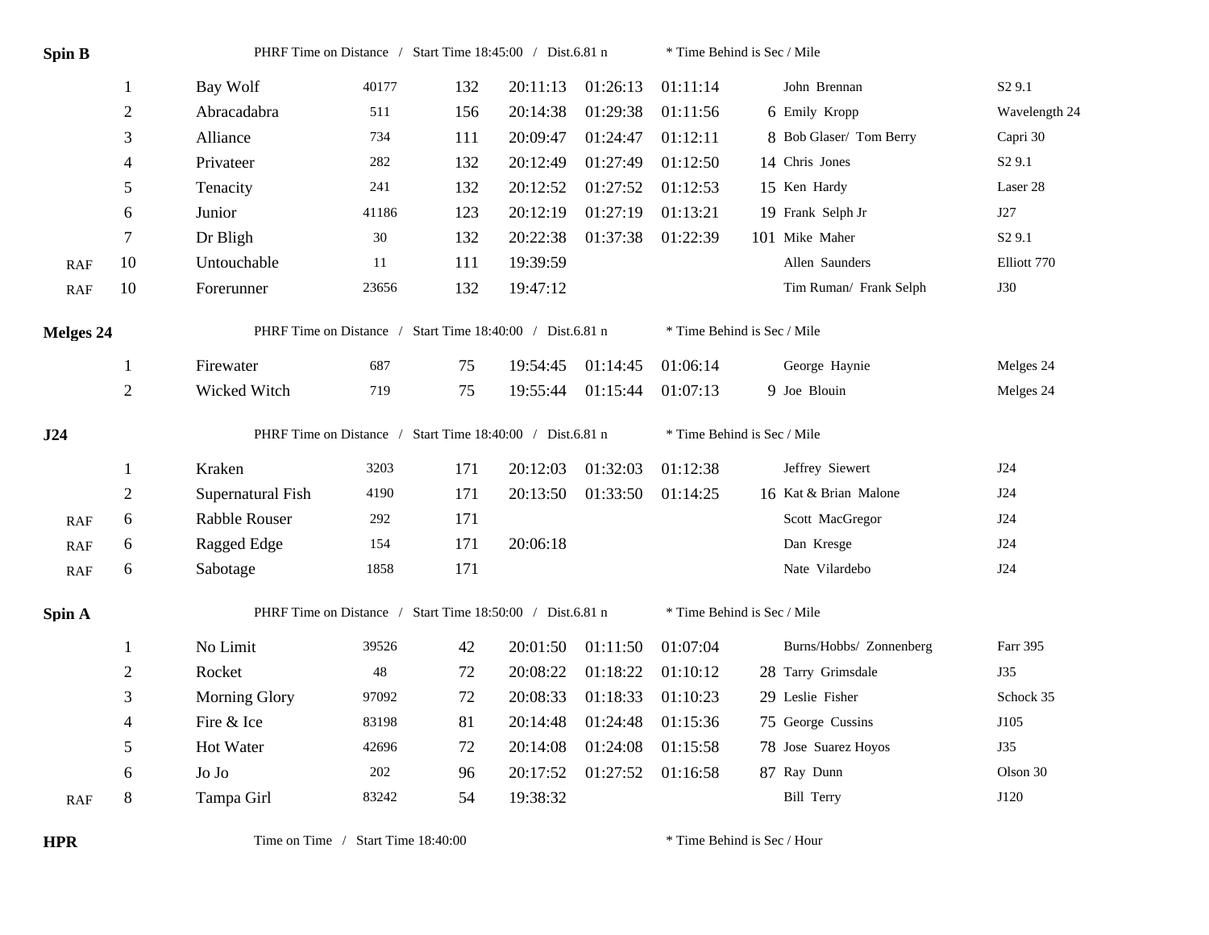**Spin B** PHRF Time on Distance / Start Time 18:45:00 / Dist.6.81 n * Time Behind is Sec / Mile

| | Pos | Boat | Sail | PHRF | Finish | Elapsed | Corrected | Behind | Skipper | Type |
|---|---|---|---|---|---|---|---|---|---|---|
| | 1 | Bay Wolf | 40177 | 132 | 20:11:13 | 01:26:13 | 01:11:14 | | John Brennan | S2 9.1 |
| | 2 | Abracadabra | 511 | 156 | 20:14:38 | 01:29:38 | 01:11:56 | 6 | Emily Kropp | Wavelength 24 |
| | 3 | Alliance | 734 | 111 | 20:09:47 | 01:24:47 | 01:12:11 | 8 | Bob Glaser/ Tom Berry | Capri 30 |
| | 4 | Privateer | 282 | 132 | 20:12:49 | 01:27:49 | 01:12:50 | 14 | Chris Jones | S2 9.1 |
| | 5 | Tenacity | 241 | 132 | 20:12:52 | 01:27:52 | 01:12:53 | 15 | Ken Hardy | Laser 28 |
| | 6 | Junior | 41186 | 123 | 20:12:19 | 01:27:19 | 01:13:21 | 19 | Frank Selph Jr | J27 |
| | 7 | Dr Bligh | 30 | 132 | 20:22:38 | 01:37:38 | 01:22:39 | 101 | Mike Maher | S2 9.1 |
| RAF | 10 | Untouchable | 11 | 111 | 19:39:59 | | | | Allen Saunders | Elliott 770 |
| RAF | 10 | Forerunner | 23656 | 132 | 19:47:12 | | | | Tim Ruman/ Frank Selph | J30 |

**Melges 24** PHRF Time on Distance / Start Time 18:40:00 / Dist.6.81 n * Time Behind is Sec / Mile

| | Pos | Boat | Sail | PHRF | Finish | Elapsed | Corrected | Behind | Skipper | Type |
|---|---|---|---|---|---|---|---|---|---|---|
| | 1 | Firewater | 687 | 75 | 19:54:45 | 01:14:45 | 01:06:14 | | George Haynie | Melges 24 |
| | 2 | Wicked Witch | 719 | 75 | 19:55:44 | 01:15:44 | 01:07:13 | 9 | Joe Blouin | Melges 24 |

**J24** PHRF Time on Distance / Start Time 18:40:00 / Dist.6.81 n * Time Behind is Sec / Mile

| | Pos | Boat | Sail | PHRF | Finish | Elapsed | Corrected | Behind | Skipper | Type |
|---|---|---|---|---|---|---|---|---|---|---|
| | 1 | Kraken | 3203 | 171 | 20:12:03 | 01:32:03 | 01:12:38 | | Jeffrey Siewert | J24 |
| | 2 | Supernatural Fish | 4190 | 171 | 20:13:50 | 01:33:50 | 01:14:25 | 16 | Kat & Brian Malone | J24 |
| RAF | 6 | Rabble Rouser | 292 | 171 | | | | | Scott MacGregor | J24 |
| RAF | 6 | Ragged Edge | 154 | 171 | 20:06:18 | | | | Dan Kresge | J24 |
| RAF | 6 | Sabotage | 1858 | 171 | | | | | Nate Vilardebo | J24 |

**Spin A** PHRF Time on Distance / Start Time 18:50:00 / Dist.6.81 n * Time Behind is Sec / Mile

| | Pos | Boat | Sail | PHRF | Finish | Elapsed | Corrected | Behind | Skipper | Type |
|---|---|---|---|---|---|---|---|---|---|---|
| | 1 | No Limit | 39526 | 42 | 20:01:50 | 01:11:50 | 01:07:04 | | Burns/Hobbs/ Zonnenberg | Farr 395 |
| | 2 | Rocket | 48 | 72 | 20:08:22 | 01:18:22 | 01:10:12 | 28 | Tarry Grimsdale | J35 |
| | 3 | Morning Glory | 97092 | 72 | 20:08:33 | 01:18:33 | 01:10:23 | 29 | Leslie Fisher | Schock 35 |
| | 4 | Fire & Ice | 83198 | 81 | 20:14:48 | 01:24:48 | 01:15:36 | 75 | George Cussins | J105 |
| | 5 | Hot Water | 42696 | 72 | 20:14:08 | 01:24:08 | 01:15:58 | 78 | Jose Suarez Hoyos | J35 |
| | 6 | Jo Jo | 202 | 96 | 20:17:52 | 01:27:52 | 01:16:58 | 87 | Ray Dunn | Olson 30 |
| RAF | 8 | Tampa Girl | 83242 | 54 | 19:38:32 | | | | Bill Terry | J120 |

**HPR** Time on Time / Start Time 18:40:00 * Time Behind is Sec / Hour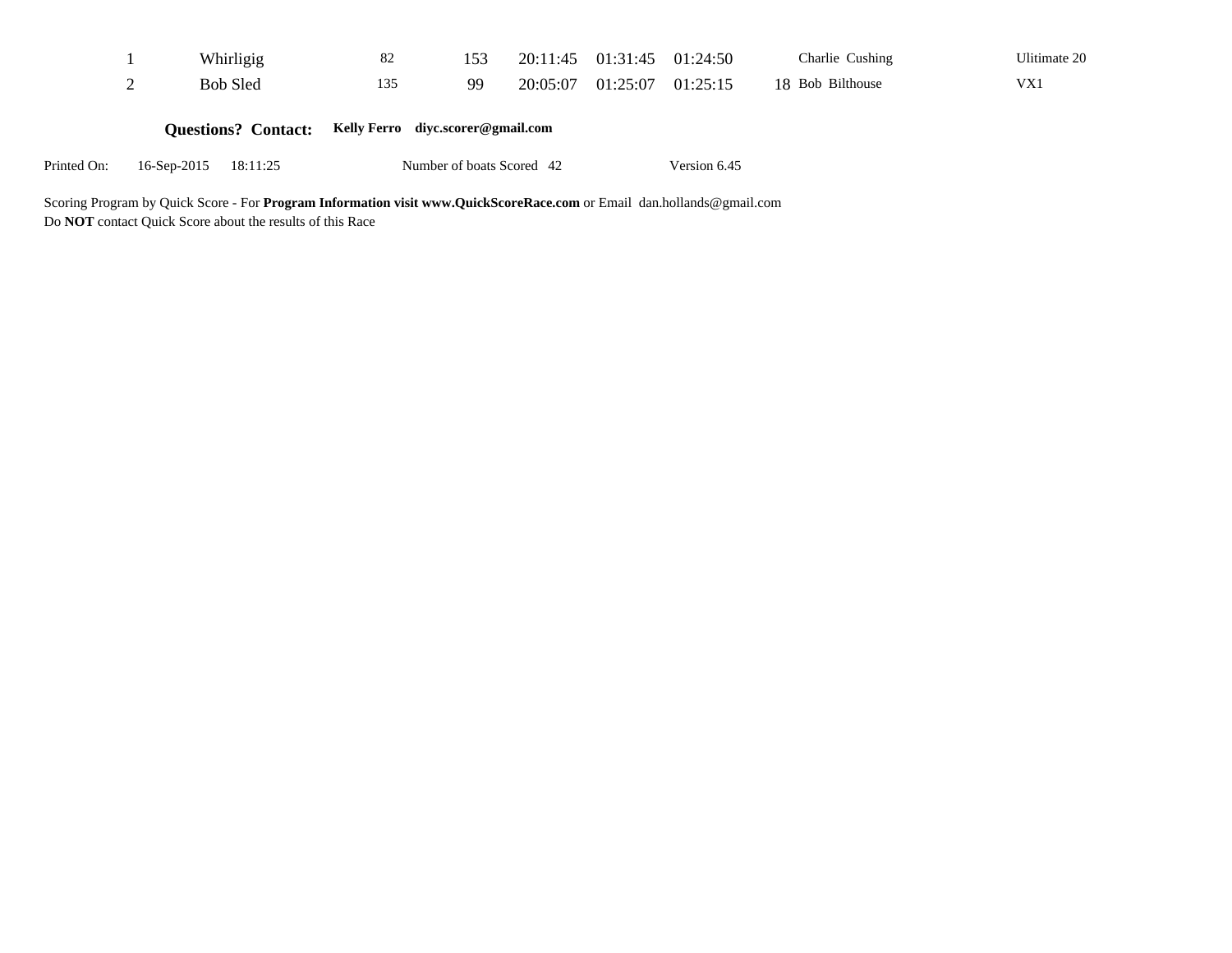| | | | | | | | | | |
|---|---|---|---|---|---|---|---|---|---|
| 1 | Whirligig | 82 | 153 | 20:11:45 | 01:31:45 | 01:24:50 | | Charlie Cushing | Ulitimate 20 |
| 2 | Bob Sled | 135 | 99 | 20:05:07 | 01:25:07 | 01:25:15 | 18 | Bob Bilthouse | VX1 |

**Questions? Contact:** **Kelly Ferro diyc.scorer@gmail.com**

Printed On: 16-Sep-2015 18:11:25 Number of boats Scored 42 Version 6.45

Scoring Program by Quick Score - For **Program Information visit www.QuickScoreRace.com** or Email dan.hollands@gmail.com
Do **NOT** contact Quick Score about the results of this Race